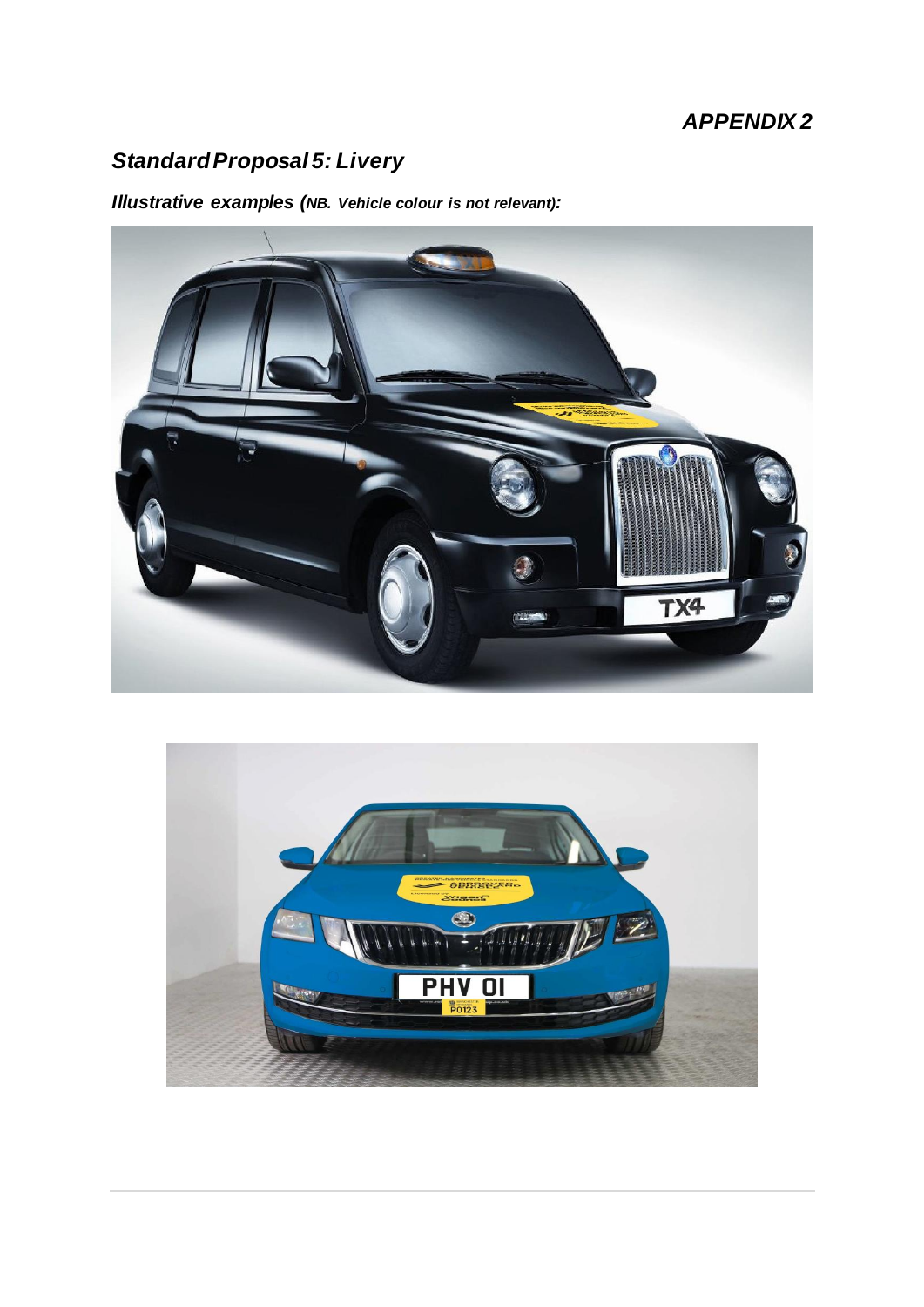*APPENDIX 2*

## *Standard Proposal 5: Livery*

***Illustrative examples (NB. Vehicle colour is not relevant):***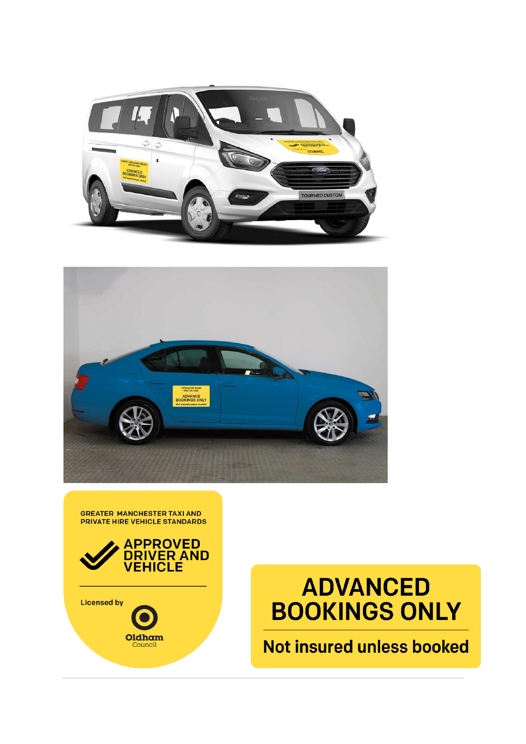GREATER MANCHESTER TAXI AND PRIVATE HIRE VEHICLE STANDARDS

APPROVED DRIVER AND VEHICLE

Licensed by

Oldham Council

ADVANCED BOOKINGS ONLY

Not insured unless booked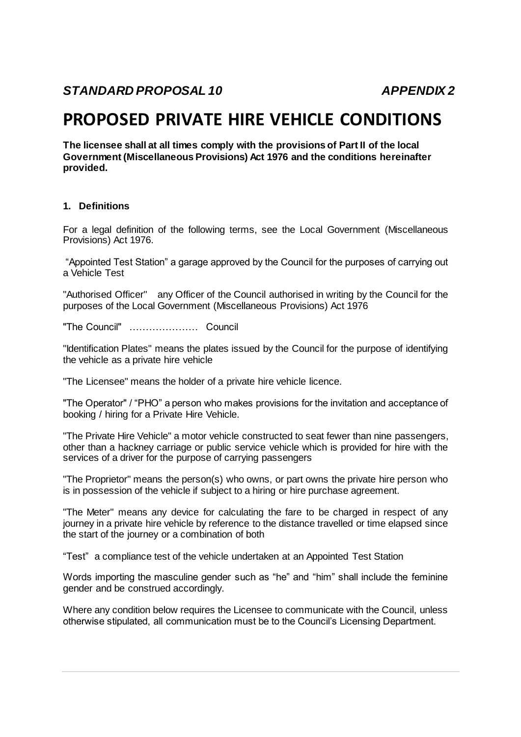***STANDARD PROPOSAL 10*** ***APPENDIX 2***

# PROPOSED PRIVATE HIRE VEHICLE CONDITIONS

**The licensee shall at all times comply with the provisions of Part II of the local Government (Miscellaneous Provisions) Act 1976 and the conditions hereinafter provided.**

### 1. Definitions

For a legal definition of the following terms, see the Local Government (Miscellaneous Provisions) Act 1976.

"Appointed Test Station" a garage approved by the Council for the purposes of carrying out a Vehicle Test

"Authorised Officer" any Officer of the Council authorised in writing by the Council for the purposes of the Local Government (Miscellaneous Provisions) Act 1976

"The Council" ………………… Council

"Identification Plates" means the plates issued by the Council for the purpose of identifying the vehicle as a private hire vehicle

"The Licensee" means the holder of a private hire vehicle licence.

"The Operator" / "PHO" a person who makes provisions for the invitation and acceptance of booking / hiring for a Private Hire Vehicle.

"The Private Hire Vehicle" a motor vehicle constructed to seat fewer than nine passengers, other than a hackney carriage or public service vehicle which is provided for hire with the services of a driver for the purpose of carrying passengers

"The Proprietor" means the person(s) who owns, or part owns the private hire person who is in possession of the vehicle if subject to a hiring or hire purchase agreement.

"The Meter" means any device for calculating the fare to be charged in respect of any journey in a private hire vehicle by reference to the distance travelled or time elapsed since the start of the journey or a combination of both

"Test" a compliance test of the vehicle undertaken at an Appointed Test Station

Words importing the masculine gender such as "he" and "him" shall include the feminine gender and be construed accordingly.

Where any condition below requires the Licensee to communicate with the Council, unless otherwise stipulated, all communication must be to the Council's Licensing Department.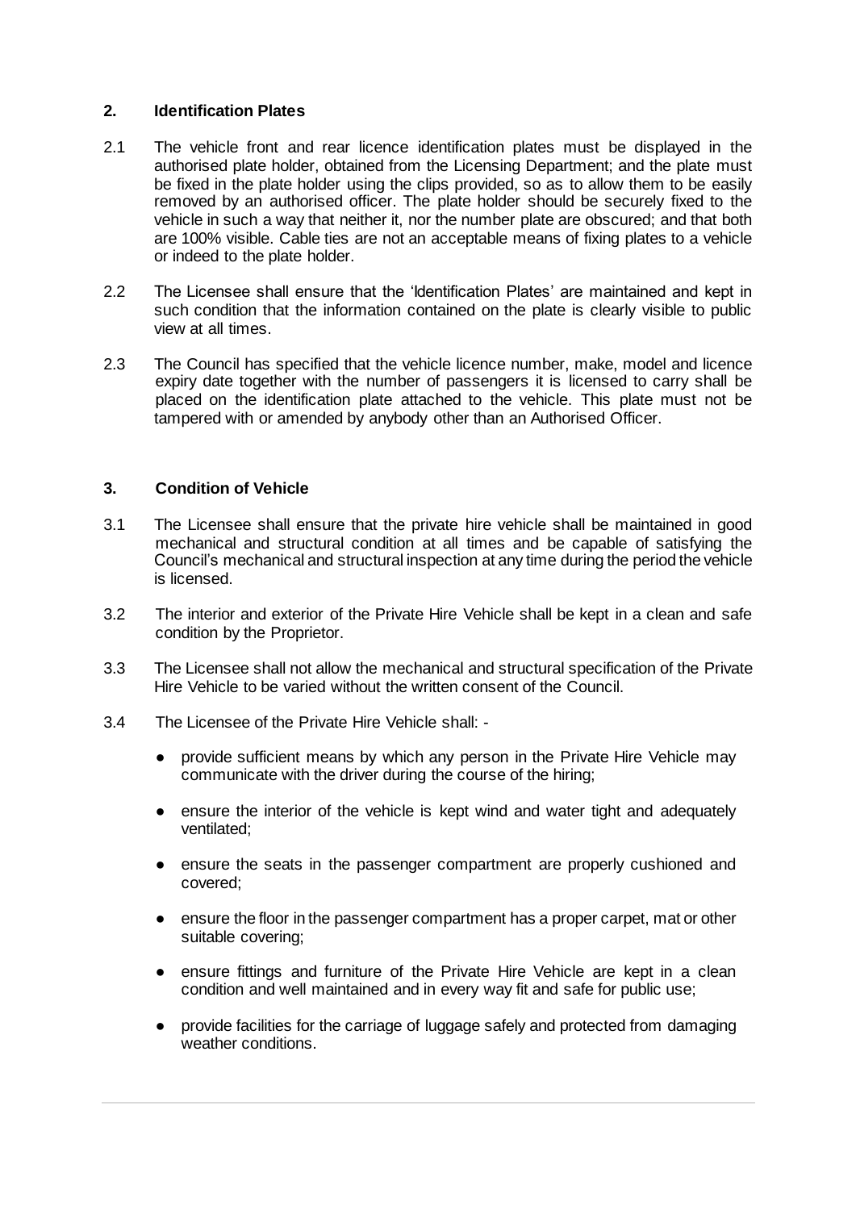## 2. Identification Plates

2.1 The vehicle front and rear licence identification plates must be displayed in the authorised plate holder, obtained from the Licensing Department; and the plate must be fixed in the plate holder using the clips provided, so as to allow them to be easily removed by an authorised officer. The plate holder should be securely fixed to the vehicle in such a way that neither it, nor the number plate are obscured; and that both are 100% visible. Cable ties are not an acceptable means of fixing plates to a vehicle or indeed to the plate holder.

2.2 The Licensee shall ensure that the 'Identification Plates' are maintained and kept in such condition that the information contained on the plate is clearly visible to public view at all times.

2.3 The Council has specified that the vehicle licence number, make, model and licence expiry date together with the number of passengers it is licensed to carry shall be placed on the identification plate attached to the vehicle. This plate must not be tampered with or amended by anybody other than an Authorised Officer.

## 3. Condition of Vehicle

3.1 The Licensee shall ensure that the private hire vehicle shall be maintained in good mechanical and structural condition at all times and be capable of satisfying the Council's mechanical and structural inspection at any time during the period the vehicle is licensed.

3.2 The interior and exterior of the Private Hire Vehicle shall be kept in a clean and safe condition by the Proprietor.

3.3 The Licensee shall not allow the mechanical and structural specification of the Private Hire Vehicle to be varied without the written consent of the Council.

3.4 The Licensee of the Private Hire Vehicle shall: -

- provide sufficient means by which any person in the Private Hire Vehicle may communicate with the driver during the course of the hiring;
- ensure the interior of the vehicle is kept wind and water tight and adequately ventilated;
- ensure the seats in the passenger compartment are properly cushioned and covered;
- ensure the floor in the passenger compartment has a proper carpet, mat or other suitable covering;
- ensure fittings and furniture of the Private Hire Vehicle are kept in a clean condition and well maintained and in every way fit and safe for public use;
- provide facilities for the carriage of luggage safely and protected from damaging weather conditions.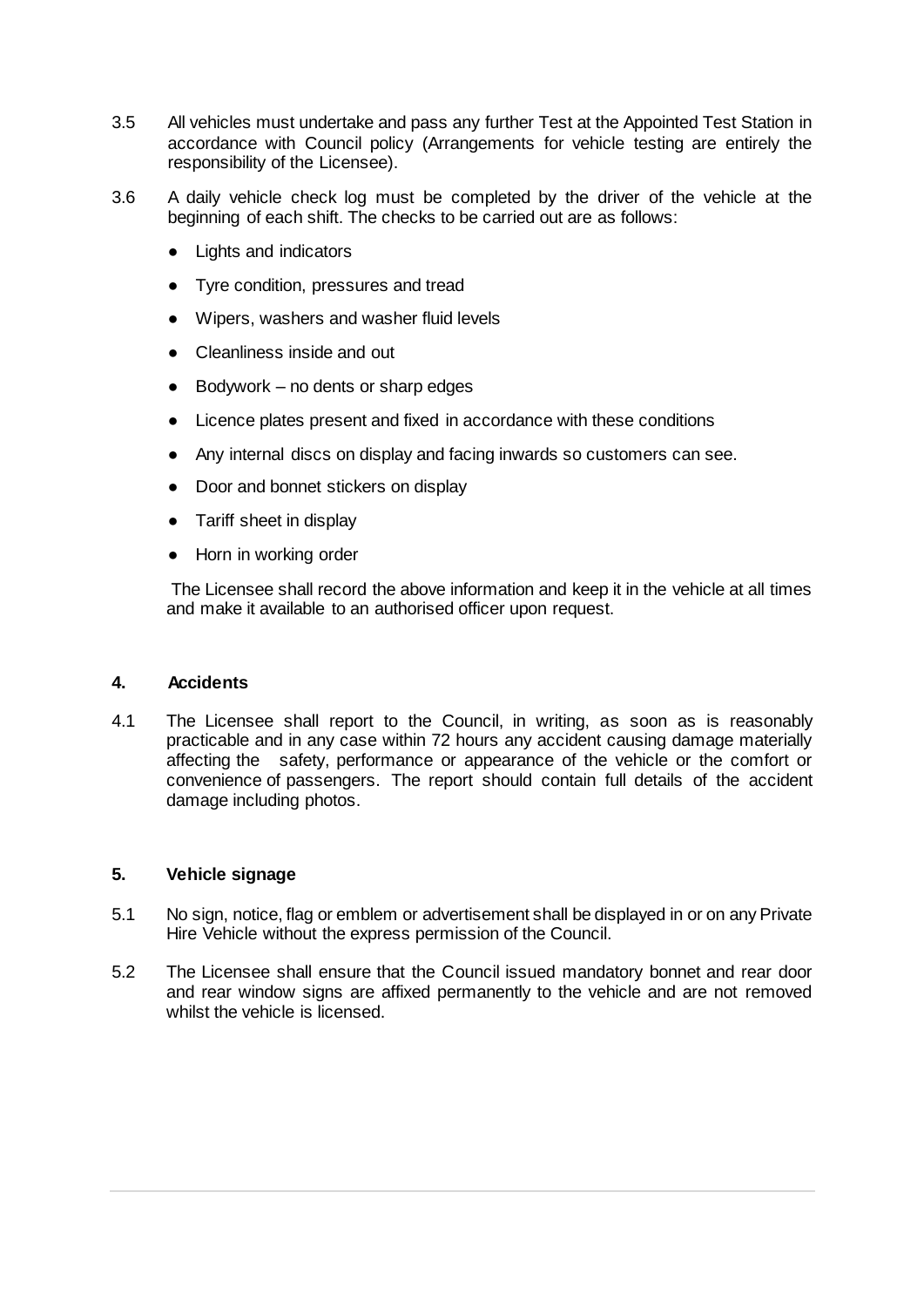3.5 All vehicles must undertake and pass any further Test at the Appointed Test Station in accordance with Council policy (Arrangements for vehicle testing are entirely the responsibility of the Licensee).

3.6 A daily vehicle check log must be completed by the driver of the vehicle at the beginning of each shift. The checks to be carried out are as follows:

- Lights and indicators
- Tyre condition, pressures and tread
- Wipers, washers and washer fluid levels
- Cleanliness inside and out
- Bodywork – no dents or sharp edges
- Licence plates present and fixed in accordance with these conditions
- Any internal discs on display and facing inwards so customers can see.
- Door and bonnet stickers on display
- Tariff sheet in display
- Horn in working order

The Licensee shall record the above information and keep it in the vehicle at all times and make it available to an authorised officer upon request.

## 4. Accidents

4.1 The Licensee shall report to the Council, in writing, as soon as is reasonably practicable and in any case within 72 hours any accident causing damage materially affecting the safety, performance or appearance of the vehicle or the comfort or convenience of passengers. The report should contain full details of the accident damage including photos.

## 5. Vehicle signage

5.1 No sign, notice, flag or emblem or advertisement shall be displayed in or on any Private Hire Vehicle without the express permission of the Council.

5.2 The Licensee shall ensure that the Council issued mandatory bonnet and rear door and rear window signs are affixed permanently to the vehicle and are not removed whilst the vehicle is licensed.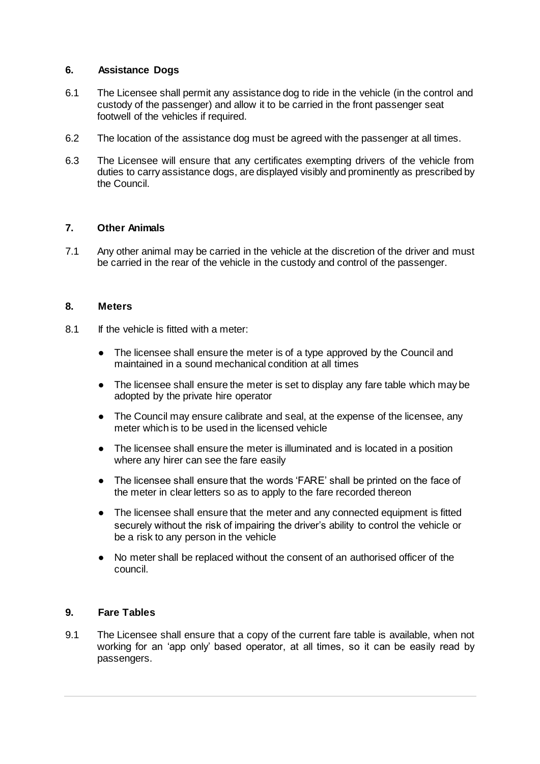## 6. Assistance Dogs

6.1 The Licensee shall permit any assistance dog to ride in the vehicle (in the control and custody of the passenger) and allow it to be carried in the front passenger seat footwell of the vehicles if required.

6.2 The location of the assistance dog must be agreed with the passenger at all times.

6.3 The Licensee will ensure that any certificates exempting drivers of the vehicle from duties to carry assistance dogs, are displayed visibly and prominently as prescribed by the Council.

## 7. Other Animals

7.1 Any other animal may be carried in the vehicle at the discretion of the driver and must be carried in the rear of the vehicle in the custody and control of the passenger.

## 8. Meters

8.1 If the vehicle is fitted with a meter:

- The licensee shall ensure the meter is of a type approved by the Council and maintained in a sound mechanical condition at all times
- The licensee shall ensure the meter is set to display any fare table which may be adopted by the private hire operator
- The Council may ensure calibrate and seal, at the expense of the licensee, any meter which is to be used in the licensed vehicle
- The licensee shall ensure the meter is illuminated and is located in a position where any hirer can see the fare easily
- The licensee shall ensure that the words 'FARE' shall be printed on the face of the meter in clear letters so as to apply to the fare recorded thereon
- The licensee shall ensure that the meter and any connected equipment is fitted securely without the risk of impairing the driver's ability to control the vehicle or be a risk to any person in the vehicle
- No meter shall be replaced without the consent of an authorised officer of the council.

## 9. Fare Tables

9.1 The Licensee shall ensure that a copy of the current fare table is available, when not working for an 'app only' based operator, at all times, so it can be easily read by passengers.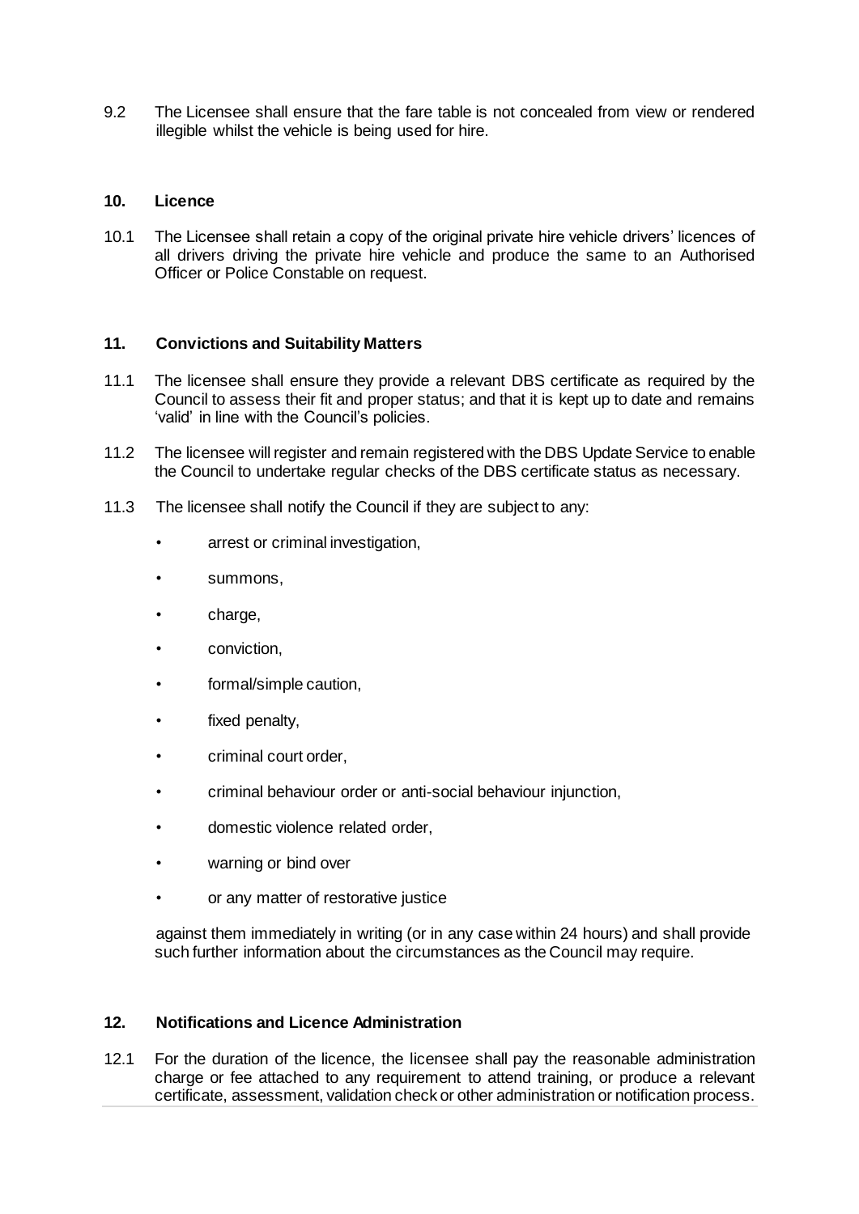9.2 The Licensee shall ensure that the fare table is not concealed from view or rendered illegible whilst the vehicle is being used for hire.

## 10. Licence

10.1 The Licensee shall retain a copy of the original private hire vehicle drivers' licences of all drivers driving the private hire vehicle and produce the same to an Authorised Officer or Police Constable on request.

## 11. Convictions and Suitability Matters

11.1 The licensee shall ensure they provide a relevant DBS certificate as required by the Council to assess their fit and proper status; and that it is kept up to date and remains 'valid' in line with the Council's policies.

11.2 The licensee will register and remain registered with the DBS Update Service to enable the Council to undertake regular checks of the DBS certificate status as necessary.

11.3 The licensee shall notify the Council if they are subject to any:

- arrest or criminal investigation,
- summons,
- charge,
- conviction,
- formal/simple caution,
- fixed penalty,
- criminal court order,
- criminal behaviour order or anti-social behaviour injunction,
- domestic violence related order,
- warning or bind over
- or any matter of restorative justice

against them immediately in writing (or in any case within 24 hours) and shall provide such further information about the circumstances as the Council may require.

## 12. Notifications and Licence Administration

12.1 For the duration of the licence, the licensee shall pay the reasonable administration charge or fee attached to any requirement to attend training, or produce a relevant certificate, assessment, validation check or other administration or notification process.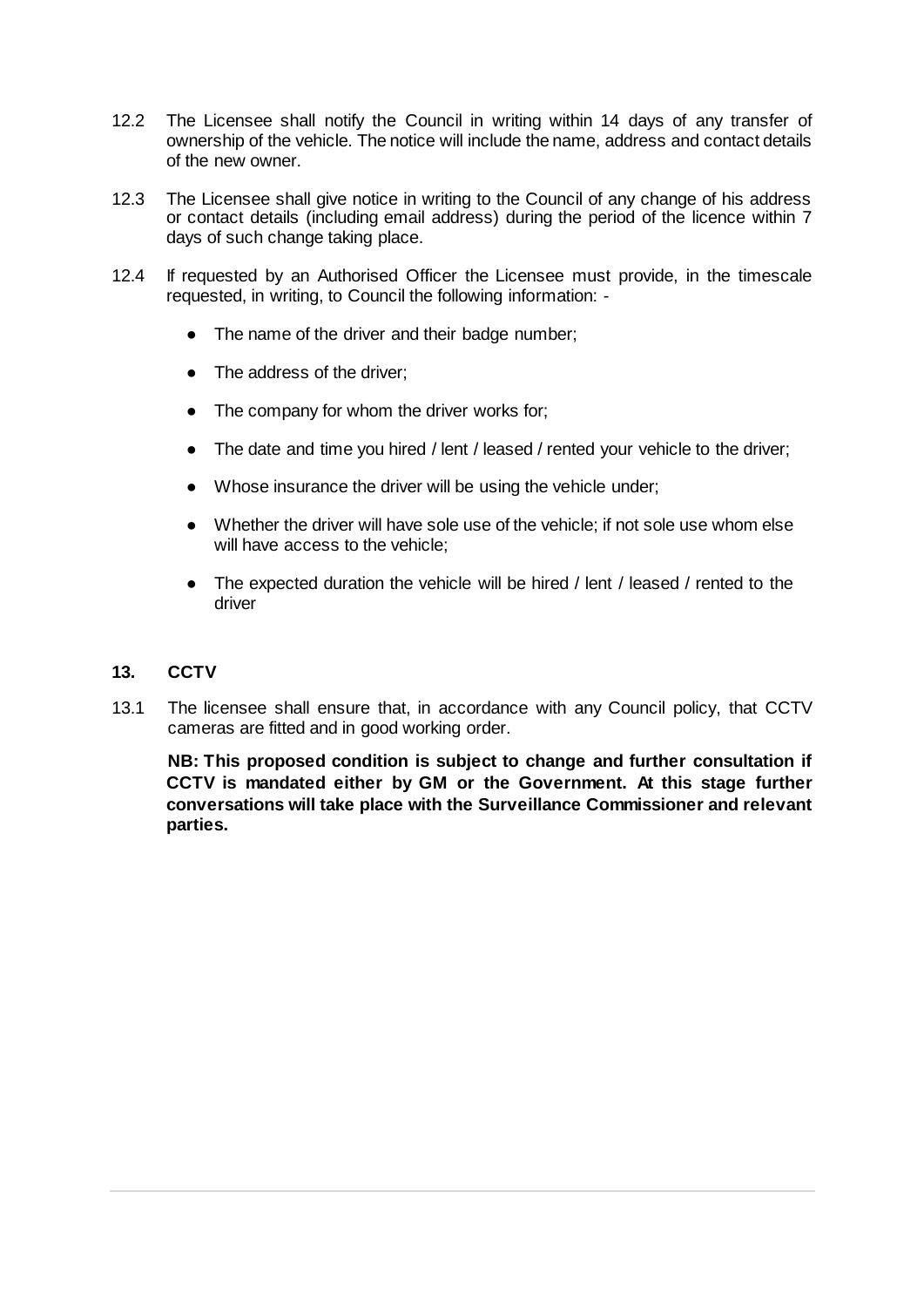12.2 The Licensee shall notify the Council in writing within 14 days of any transfer of ownership of the vehicle. The notice will include the name, address and contact details of the new owner.

12.3 The Licensee shall give notice in writing to the Council of any change of his address or contact details (including email address) during the period of the licence within 7 days of such change taking place.

12.4 If requested by an Authorised Officer the Licensee must provide, in the timescale requested, in writing, to Council the following information: -

- The name of the driver and their badge number;
- The address of the driver;
- The company for whom the driver works for;
- The date and time you hired / lent / leased / rented your vehicle to the driver;
- Whose insurance the driver will be using the vehicle under;
- Whether the driver will have sole use of the vehicle; if not sole use whom else will have access to the vehicle;
- The expected duration the vehicle will be hired / lent / leased / rented to the driver

## 13. CCTV

13.1 The licensee shall ensure that, in accordance with any Council policy, that CCTV cameras are fitted and in good working order.

**NB: This proposed condition is subject to change and further consultation if CCTV is mandated either by GM or the Government. At this stage further conversations will take place with the Surveillance Commissioner and relevant parties.**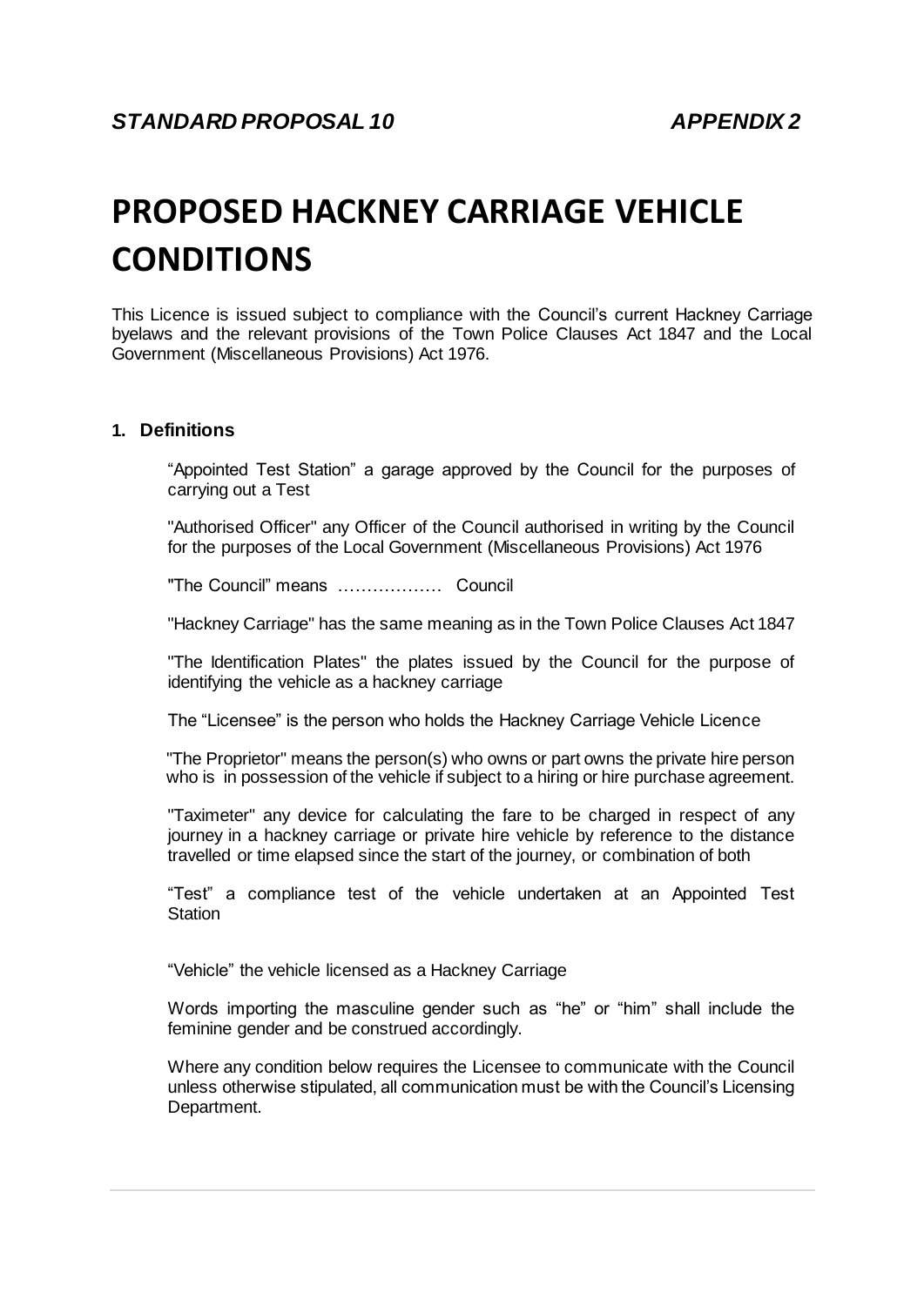*STANDARD PROPOSAL 10* *APPENDIX 2*

# PROPOSED HACKNEY CARRIAGE VEHICLE CONDITIONS

This Licence is issued subject to compliance with the Council's current Hackney Carriage byelaws and the relevant provisions of the Town Police Clauses Act 1847 and the Local Government (Miscellaneous Provisions) Act 1976.

### 1. Definitions

"Appointed Test Station" a garage approved by the Council for the purposes of carrying out a Test

"Authorised Officer" any Officer of the Council authorised in writing by the Council for the purposes of the Local Government (Miscellaneous Provisions) Act 1976

"The Council" means ……………… Council

"Hackney Carriage" has the same meaning as in the Town Police Clauses Act 1847

"The Identification Plates" the plates issued by the Council for the purpose of identifying the vehicle as a hackney carriage

The "Licensee" is the person who holds the Hackney Carriage Vehicle Licence

"The Proprietor" means the person(s) who owns or part owns the private hire person who is in possession of the vehicle if subject to a hiring or hire purchase agreement.

"Taximeter" any device for calculating the fare to be charged in respect of any journey in a hackney carriage or private hire vehicle by reference to the distance travelled or time elapsed since the start of the journey, or combination of both

"Test" a compliance test of the vehicle undertaken at an Appointed Test Station

"Vehicle" the vehicle licensed as a Hackney Carriage

Words importing the masculine gender such as "he" or "him" shall include the feminine gender and be construed accordingly.

Where any condition below requires the Licensee to communicate with the Council unless otherwise stipulated, all communication must be with the Council's Licensing Department.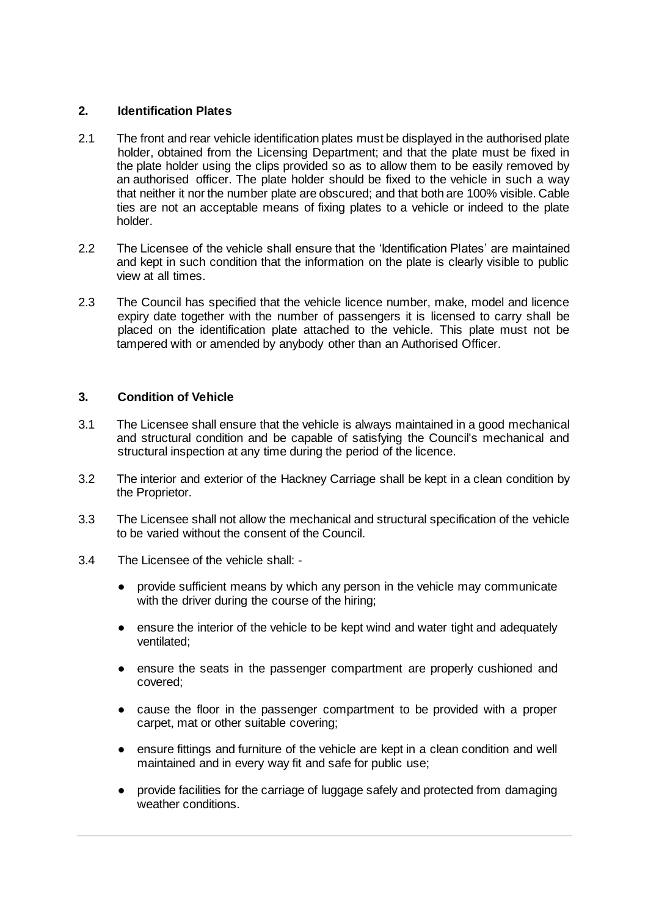## 2. Identification Plates

2.1 The front and rear vehicle identification plates must be displayed in the authorised plate holder, obtained from the Licensing Department; and that the plate must be fixed in the plate holder using the clips provided so as to allow them to be easily removed by an authorised officer. The plate holder should be fixed to the vehicle in such a way that neither it nor the number plate are obscured; and that both are 100% visible. Cable ties are not an acceptable means of fixing plates to a vehicle or indeed to the plate holder.

2.2 The Licensee of the vehicle shall ensure that the 'Identification Plates' are maintained and kept in such condition that the information on the plate is clearly visible to public view at all times.

2.3 The Council has specified that the vehicle licence number, make, model and licence expiry date together with the number of passengers it is licensed to carry shall be placed on the identification plate attached to the vehicle. This plate must not be tampered with or amended by anybody other than an Authorised Officer.

## 3. Condition of Vehicle

3.1 The Licensee shall ensure that the vehicle is always maintained in a good mechanical and structural condition and be capable of satisfying the Council's mechanical and structural inspection at any time during the period of the licence.

3.2 The interior and exterior of the Hackney Carriage shall be kept in a clean condition by the Proprietor.

3.3 The Licensee shall not allow the mechanical and structural specification of the vehicle to be varied without the consent of the Council.

3.4 The Licensee of the vehicle shall: -

- provide sufficient means by which any person in the vehicle may communicate with the driver during the course of the hiring;
- ensure the interior of the vehicle to be kept wind and water tight and adequately ventilated;
- ensure the seats in the passenger compartment are properly cushioned and covered;
- cause the floor in the passenger compartment to be provided with a proper carpet, mat or other suitable covering;
- ensure fittings and furniture of the vehicle are kept in a clean condition and well maintained and in every way fit and safe for public use;
- provide facilities for the carriage of luggage safely and protected from damaging weather conditions.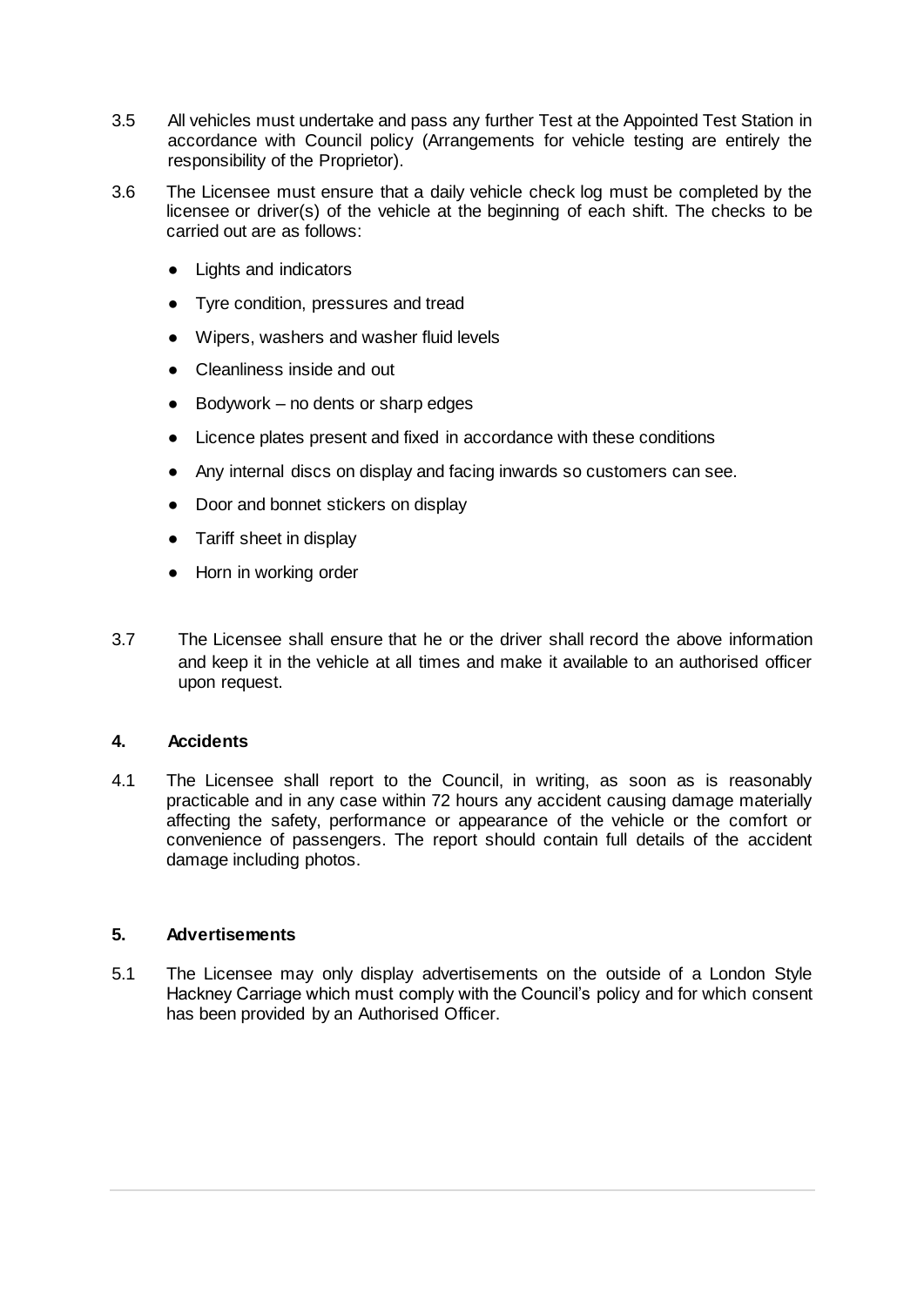3.5 All vehicles must undertake and pass any further Test at the Appointed Test Station in accordance with Council policy (Arrangements for vehicle testing are entirely the responsibility of the Proprietor).

3.6 The Licensee must ensure that a daily vehicle check log must be completed by the licensee or driver(s) of the vehicle at the beginning of each shift. The checks to be carried out are as follows:

- Lights and indicators
- Tyre condition, pressures and tread
- Wipers, washers and washer fluid levels
- Cleanliness inside and out
- Bodywork – no dents or sharp edges
- Licence plates present and fixed in accordance with these conditions
- Any internal discs on display and facing inwards so customers can see.
- Door and bonnet stickers on display
- Tariff sheet in display
- Horn in working order

3.7 The Licensee shall ensure that he or the driver shall record the above information and keep it in the vehicle at all times and make it available to an authorised officer upon request.

## 4. Accidents

4.1 The Licensee shall report to the Council, in writing, as soon as is reasonably practicable and in any case within 72 hours any accident causing damage materially affecting the safety, performance or appearance of the vehicle or the comfort or convenience of passengers. The report should contain full details of the accident damage including photos.

## 5. Advertisements

5.1 The Licensee may only display advertisements on the outside of a London Style Hackney Carriage which must comply with the Council's policy and for which consent has been provided by an Authorised Officer.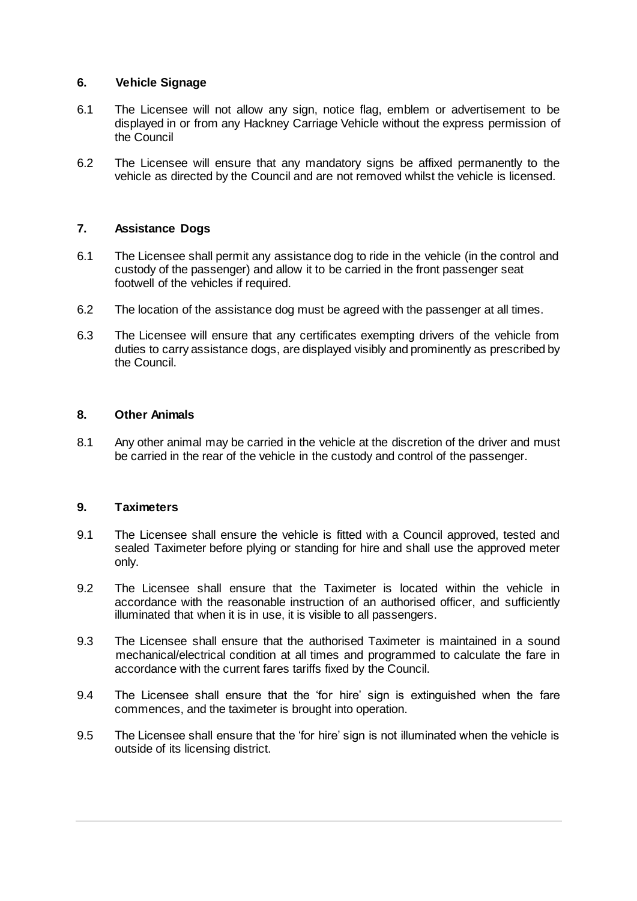## 6. Vehicle Signage

6.1 The Licensee will not allow any sign, notice flag, emblem or advertisement to be displayed in or from any Hackney Carriage Vehicle without the express permission of the Council

6.2 The Licensee will ensure that any mandatory signs be affixed permanently to the vehicle as directed by the Council and are not removed whilst the vehicle is licensed.

## 7. Assistance Dogs

6.1 The Licensee shall permit any assistance dog to ride in the vehicle (in the control and custody of the passenger) and allow it to be carried in the front passenger seat footwell of the vehicles if required.

6.2 The location of the assistance dog must be agreed with the passenger at all times.

6.3 The Licensee will ensure that any certificates exempting drivers of the vehicle from duties to carry assistance dogs, are displayed visibly and prominently as prescribed by the Council.

## 8. Other Animals

8.1 Any other animal may be carried in the vehicle at the discretion of the driver and must be carried in the rear of the vehicle in the custody and control of the passenger.

## 9. Taximeters

9.1 The Licensee shall ensure the vehicle is fitted with a Council approved, tested and sealed Taximeter before plying or standing for hire and shall use the approved meter only.

9.2 The Licensee shall ensure that the Taximeter is located within the vehicle in accordance with the reasonable instruction of an authorised officer, and sufficiently illuminated that when it is in use, it is visible to all passengers.

9.3 The Licensee shall ensure that the authorised Taximeter is maintained in a sound mechanical/electrical condition at all times and programmed to calculate the fare in accordance with the current fares tariffs fixed by the Council.

9.4 The Licensee shall ensure that the 'for hire' sign is extinguished when the fare commences, and the taximeter is brought into operation.

9.5 The Licensee shall ensure that the 'for hire' sign is not illuminated when the vehicle is outside of its licensing district.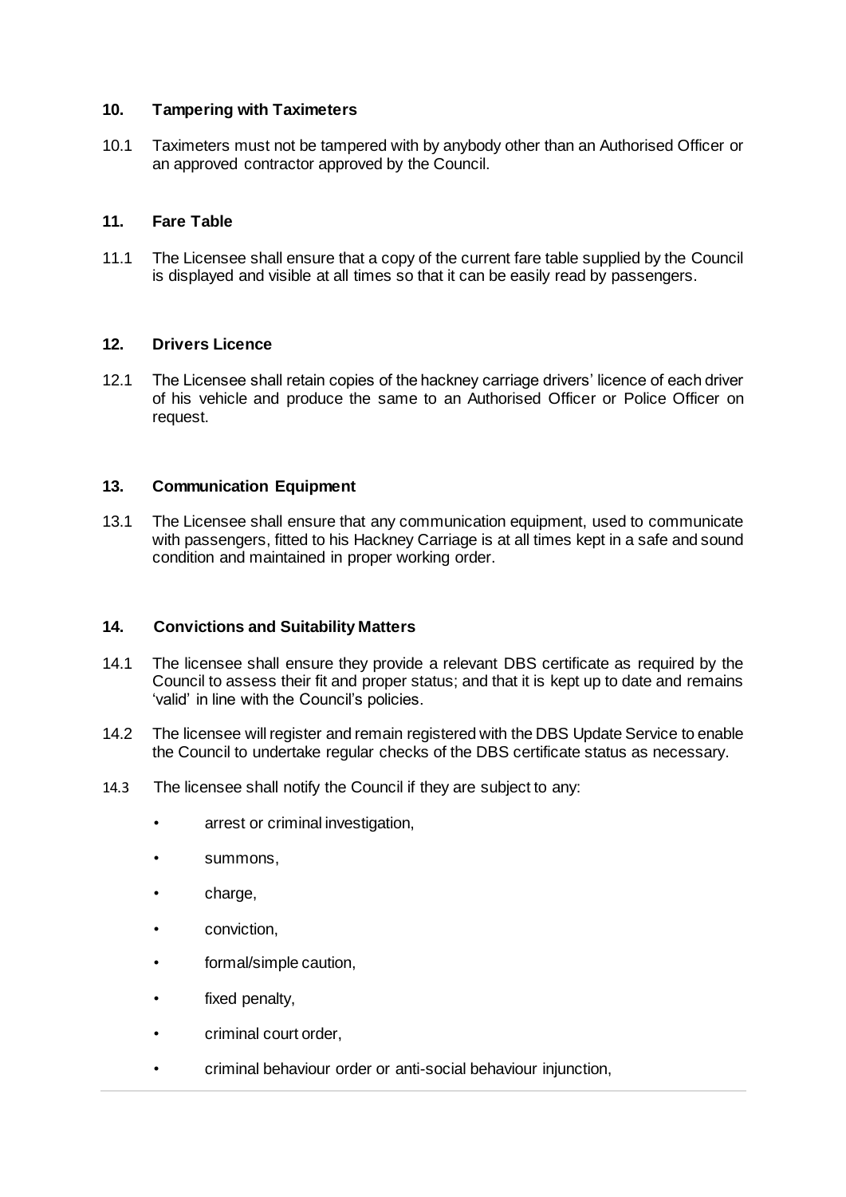## 10. Tampering with Taximeters

10.1 Taximeters must not be tampered with by anybody other than an Authorised Officer or an approved contractor approved by the Council.

## 11. Fare Table

11.1 The Licensee shall ensure that a copy of the current fare table supplied by the Council is displayed and visible at all times so that it can be easily read by passengers.

## 12. Drivers Licence

12.1 The Licensee shall retain copies of the hackney carriage drivers' licence of each driver of his vehicle and produce the same to an Authorised Officer or Police Officer on request.

## 13. Communication Equipment

13.1 The Licensee shall ensure that any communication equipment, used to communicate with passengers, fitted to his Hackney Carriage is at all times kept in a safe and sound condition and maintained in proper working order.

## 14. Convictions and Suitability Matters

14.1 The licensee shall ensure they provide a relevant DBS certificate as required by the Council to assess their fit and proper status; and that it is kept up to date and remains 'valid' in line with the Council's policies.

14.2 The licensee will register and remain registered with the DBS Update Service to enable the Council to undertake regular checks of the DBS certificate status as necessary.

14.3 The licensee shall notify the Council if they are subject to any:

- arrest or criminal investigation,
- summons,
- charge,
- conviction,
- formal/simple caution,
- fixed penalty,
- criminal court order,
- criminal behaviour order or anti-social behaviour injunction,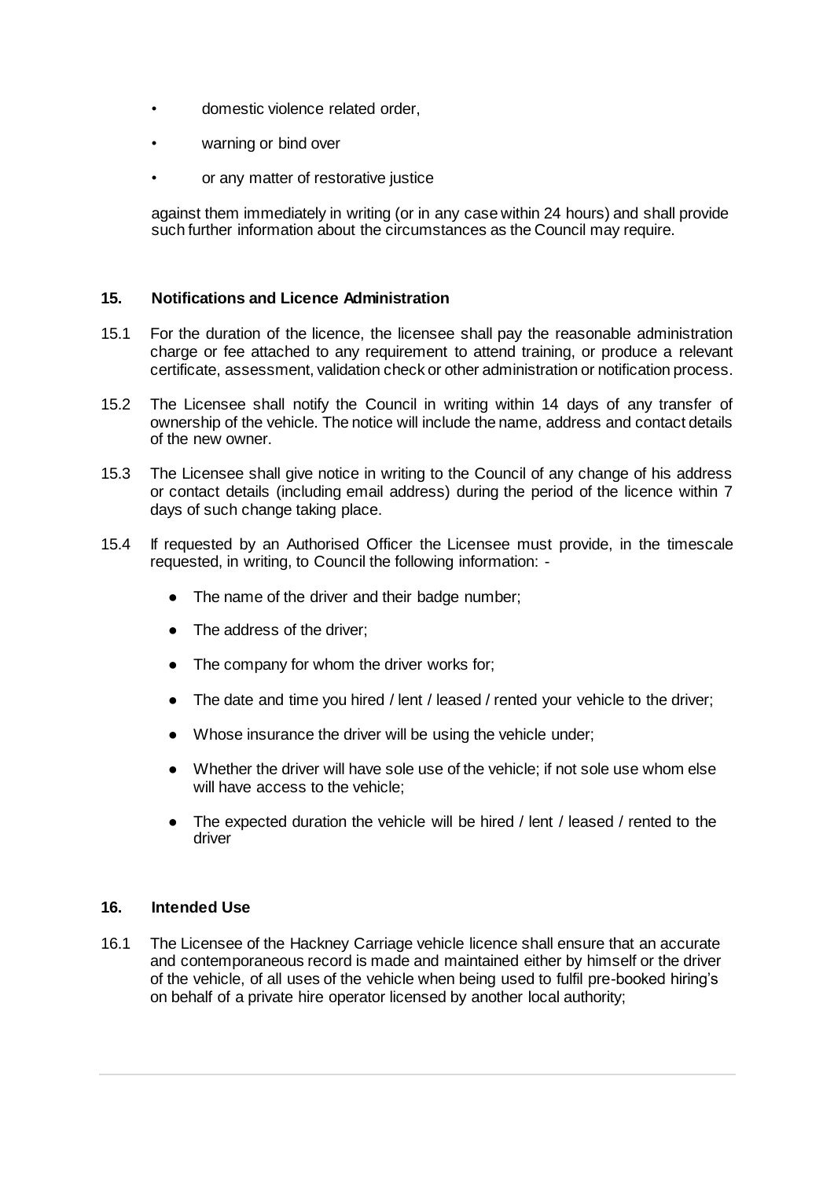- domestic violence related order,
- warning or bind over
- or any matter of restorative justice

against them immediately in writing (or in any case within 24 hours) and shall provide such further information about the circumstances as the Council may require.

## 15. Notifications and Licence Administration

15.1 For the duration of the licence, the licensee shall pay the reasonable administration charge or fee attached to any requirement to attend training, or produce a relevant certificate, assessment, validation check or other administration or notification process.

15.2 The Licensee shall notify the Council in writing within 14 days of any transfer of ownership of the vehicle. The notice will include the name, address and contact details of the new owner.

15.3 The Licensee shall give notice in writing to the Council of any change of his address or contact details (including email address) during the period of the licence within 7 days of such change taking place.

15.4 If requested by an Authorised Officer the Licensee must provide, in the timescale requested, in writing, to Council the following information: -

- The name of the driver and their badge number;
- The address of the driver;
- The company for whom the driver works for;
- The date and time you hired / lent / leased / rented your vehicle to the driver;
- Whose insurance the driver will be using the vehicle under;
- Whether the driver will have sole use of the vehicle; if not sole use whom else will have access to the vehicle;
- The expected duration the vehicle will be hired / lent / leased / rented to the driver

## 16. Intended Use

16.1 The Licensee of the Hackney Carriage vehicle licence shall ensure that an accurate and contemporaneous record is made and maintained either by himself or the driver of the vehicle, of all uses of the vehicle when being used to fulfil pre-booked hiring's on behalf of a private hire operator licensed by another local authority;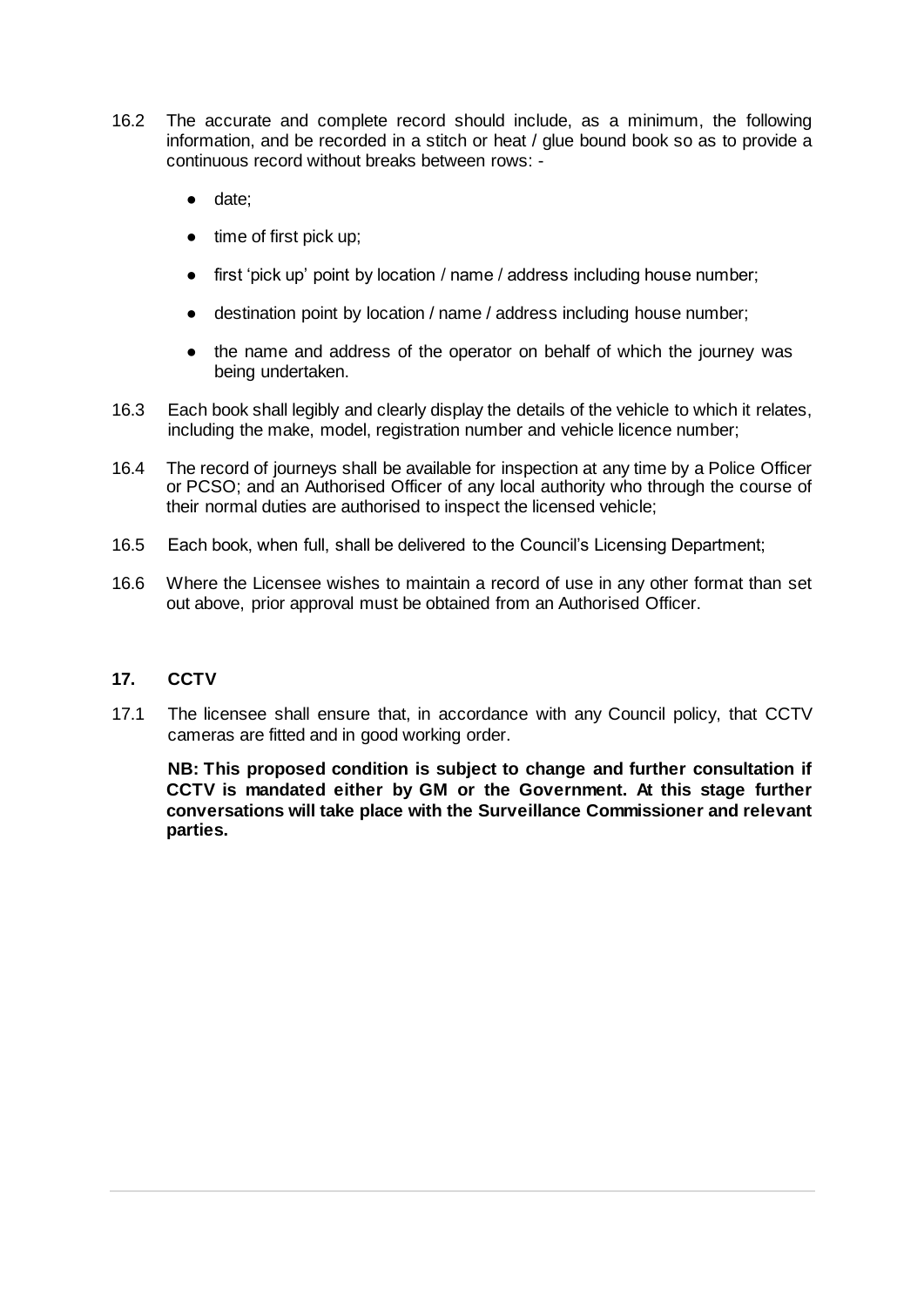16.2 The accurate and complete record should include, as a minimum, the following information, and be recorded in a stitch or heat / glue bound book so as to provide a continuous record without breaks between rows: -

- date;
- time of first pick up;
- first 'pick up' point by location / name / address including house number;
- destination point by location / name / address including house number;
- the name and address of the operator on behalf of which the journey was being undertaken.

16.3 Each book shall legibly and clearly display the details of the vehicle to which it relates, including the make, model, registration number and vehicle licence number;

16.4 The record of journeys shall be available for inspection at any time by a Police Officer or PCSO; and an Authorised Officer of any local authority who through the course of their normal duties are authorised to inspect the licensed vehicle;

16.5 Each book, when full, shall be delivered to the Council's Licensing Department;

16.6 Where the Licensee wishes to maintain a record of use in any other format than set out above, prior approval must be obtained from an Authorised Officer.

## 17. CCTV

17.1 The licensee shall ensure that, in accordance with any Council policy, that CCTV cameras are fitted and in good working order.

**NB: This proposed condition is subject to change and further consultation if CCTV is mandated either by GM or the Government. At this stage further conversations will take place with the Surveillance Commissioner and relevant parties.**